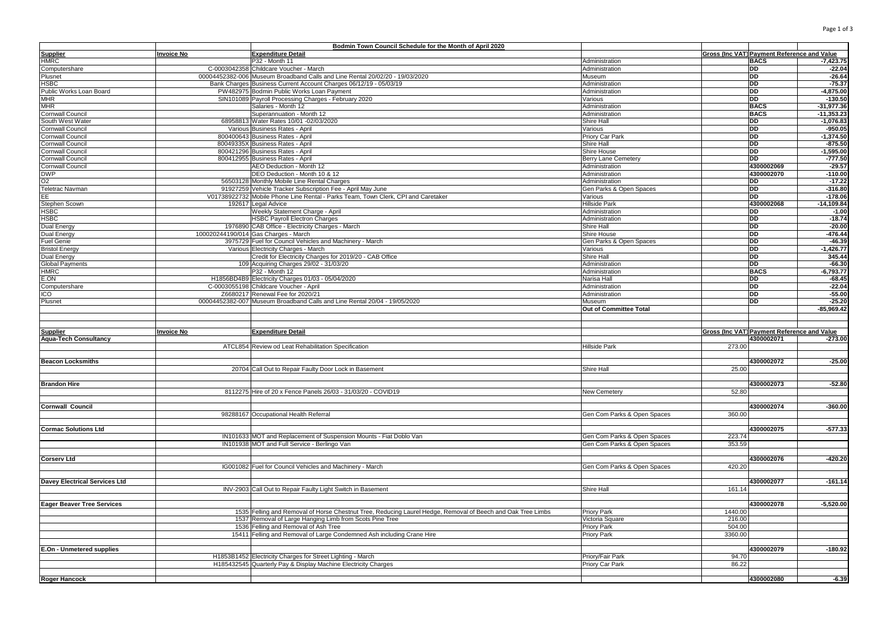# Bodmin Town Council Schedule for the Month of April 2020

| Supplier | Invoice No | Expenditure Detail | | Gross (Inc VAT) | Payment Reference and Value | |
|---|---|---|---|---|---|---|
| HMRC | | P32 - Month 11 | Administration | | BACS | -7,423.75 |
| Computershare | C-0003042358 | Childcare Voucher - March | Administration | | DD | -22.04 |
| Plusnet | 00004452382-006 | Museum Broadband Calls and Line Rental 20/02/20 - 19/03/2020 | Museum | | DD | -26.64 |
| HSBC | Bank Charges | Business Current Account Charges 06/12/19 - 05/03/19 | Administration | | DD | -75.37 |
| Public Works Loan Board | PW482975 | Bodmin Public Works Loan Payment | Administration | | DD | -4,875.00 |
| MHR | SIN101089 | Payroll Processing Charges - February 2020 | Various | | DD | -130.50 |
| MHR | | Salaries - Month 12 | Administration | | BACS | -31,977.36 |
| Cornwall Council | | Superannuation - Month 12 | Administration | | BACS | -11,353.23 |
| South West Water | 68958813 | Water Rates 10/01 -02/03/2020 | Shire Hall | | DD | -1,076.83 |
| Cornwall Council | Various | Business Rates - April | Various | | DD | -950.05 |
| Cornwall Council | 800400643 | Business Rates - April | Priory Car Park | | DD | -1,374.50 |
| Cornwall Council | 80049335X | Business Rates - April | Shire Hall | | DD | -875.50 |
| Cornwall Council | 800421296 | Business Rates - April | Shire House | | DD | -1,595.00 |
| Cornwall Council | 800412955 | Business Rates - April | Berry Lane Cemetery | | DD | -777.50 |
| Cornwall Council | | AEO Deduction - Month 12 | Administration | | 4300002069 | -29.57 |
| DWP | | DEO Deduction - Month 10 & 12 | Administration | | 4300002070 | -110.00 |
| O2 | 56503128 | Monthly Mobile Line Rental Charges | Administration | | DD | -17.22 |
| Teletrac Navman | 91927259 | Vehicle Tracker Subscription Fee - April May June | Gen Parks & Open Spaces | | DD | -316.80 |
| EE | V01738922732 | Mobile Phone Line Rental - Parks Team, Town Clerk, CPI and Caretaker | Various | | DD | -178.06 |
| Stephen Scown | 192617 | Legal Advice | Hillside Park | | 4300002068 | -14,109.84 |
| HSBC | | Weekly Statement Charge - April | Administration | | DD | -1.00 |
| HSBC | | HSBC Payroll Electron Charges | Administration | | DD | -18.74 |
| Dual Energy | 1976890 | CAB Office - Electricity Charges - March | Shire Hall | | DD | -20.00 |
| Dual Energy | 100020244190/014 | Gas Charges - March | Shire House | | DD | -476.44 |
| Fuel Genie | 3975729 | Fuel for Council Vehicles and Machinery - March | Gen Parks & Open Spaces | | DD | -46.39 |
| Bristol Energy | Various | Electricity Charges - March | Various | | DD | -1,426.77 |
| Dual Energy | | Credit for Electricity Charges for 2019/20 - CAB Office | Shire Hall | | DD | 345.44 |
| Global Payments | 109 | Acquiring Charges 29/02 - 31/03/20 | Administration | | DD | -66.30 |
| HMRC | | P32 - Month 12 | Administration | | BACS | -6,793.77 |
| E.ON | H1856BD4B9 | Electricity Charges 01/03 - 05/04/2020 | Narisa Hall | | DD | -68.45 |
| Computershare | C-0003055198 | Childcare Voucher - April | Administration | | DD | -22.04 |
| ICO | Z6680217 | Renewal Fee for 2020/21 | Administration | | DD | -55.00 |
| Plusnet | 00004452382-007 | Museum Broadband Calls and Line Rental 20/04 - 19/05/2020 | Museum | | DD | -25.20 |
| | | | **Out of Committee Total** | | | -85,969.42 |

| Supplier | Invoice No | Expenditure Detail | | Gross (Inc VAT) | Payment Reference and Value | |
|---|---|---|---|---|---|---|
| **Aqua-Tech Consultancy** | | | | | 4300002071 | -273.00 |
| | ATCL854 | Review od Leat Rehabilitation Specification | Hillside Park | 273.00 | | |
| **Beacon Locksmiths** | | | | | 4300002072 | -25.00 |
| | 20704 | Call Out to Repair Faulty Door Lock in Basement | Shire Hall | 25.00 | | |
| **Brandon Hire** | | | | | 4300002073 | -52.80 |
| | 8112275 | Hire of 20 x Fence Panels 26/03 - 31/03/20 - COVID19 | New Cemetery | 52.80 | | |
| **Cornwall Council** | | | | | 4300002074 | -360.00 |
| | 98288167 | Occupational Health Referral | Gen Com Parks & Open Spaces | 360.00 | | |
| **Cormac Solutions Ltd** | | | | | 4300002075 | -577.33 |
| | IN101633 | MOT and Replacement of Suspension Mounts - Fiat Doblo Van | Gen Com Parks & Open Spaces | 223.74 | | |
| | IN101938 | MOT and Full Service - Berlingo Van | Gen Com Parks & Open Spaces | 353.59 | | |
| **Corserv Ltd** | | | | | 4300002076 | -420.20 |
| | IG001082 | Fuel for Council Vehicles and Machinery - March | Gen Com Parks & Open Spaces | 420.20 | | |
| **Davey Electrical Services Ltd** | | | | | 4300002077 | -161.14 |
| | INV-2903 | Call Out to Repair Faulty Light Switch in Basement | Shire Hall | 161.14 | | |
| **Eager Beaver Tree Services** | | | | | 4300002078 | -5,520.00 |
| | 1535 | Felling and Removal of Horse Chestnut Tree, Reducing Laurel Hedge, Removal of Beech and Oak Tree Limbs | Priory Park | 1440.00 | | |
| | 1537 | Removal of Large Hanging Limb from Scots Pine Tree | Victoria Square | 216.00 | | |
| | 1536 | Felling and Removal of Ash Tree | Priory Park | 504.00 | | |
| | 15411 | Felling and Removal of Large Condemned Ash including Crane Hire | Priory Park | 3360.00 | | |
| **E.On - Unmetered supplies** | | | | | 4300002079 | -180.92 |
| | H1853B1452 | Electricity Charges for Street Lighting - March | Priory/Fair Park | 94.70 | | |
| | H185432545 | Quarterly Pay & Display Machine Electricity Charges | Priory Car Park | 86.22 | | |
| **Roger Hancock** | | | | | 4300002080 | -6.39 |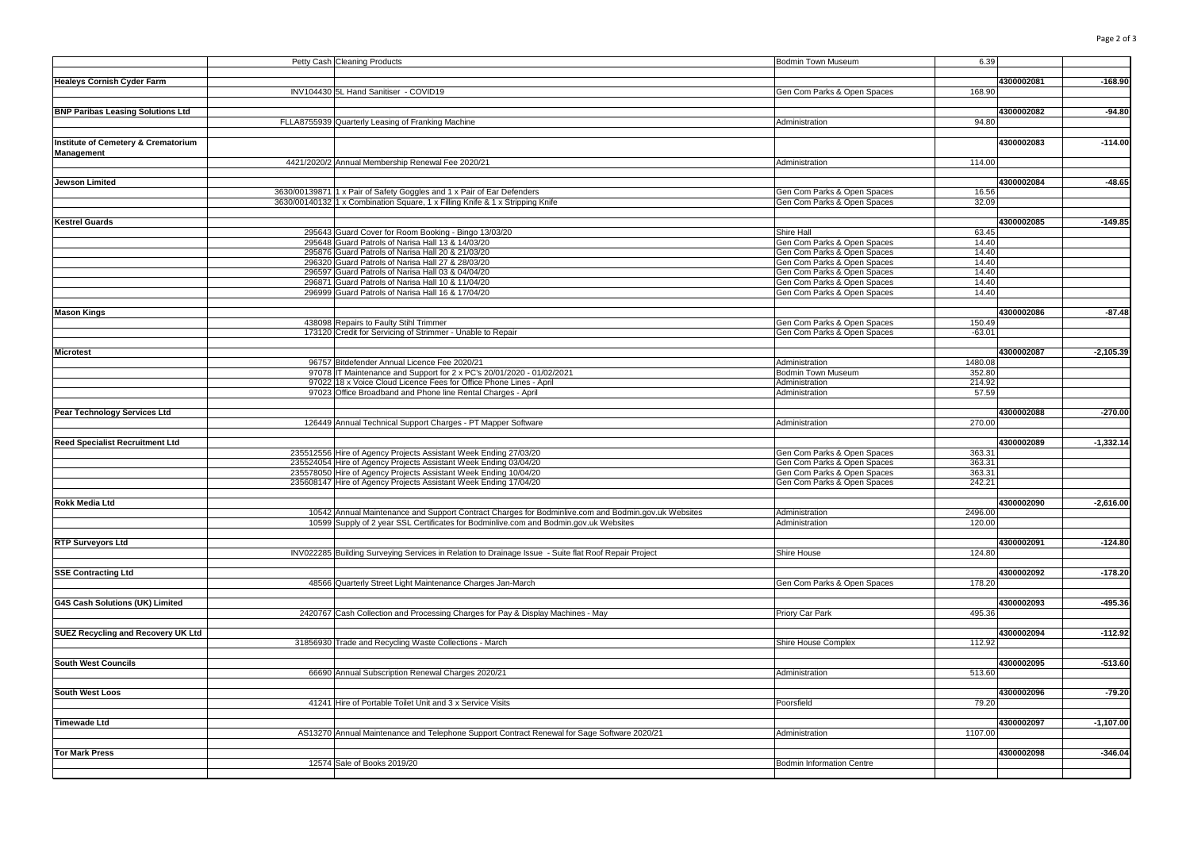| Supplier | Reference | Description | Cost Centre | Amount | Payment Ref | Total |
|---|---|---|---|---|---|---|
| | Petty Cash | Cleaning Products | Bodmin Town Museum | 6.39 | | |
| **Healeys Cornish Cyder Farm** | | | | | 4300002081 | -168.90 |
| | INV104430 | 5L Hand Sanitiser - COVID19 | Gen Com Parks & Open Spaces | 168.90 | | |
| **BNP Paribas Leasing Solutions Ltd** | | | | | 4300002082 | -94.80 |
| | FLLA8755939 | Quarterly Leasing of Franking Machine | Administration | 94.80 | | |
| **Institute of Cemetery & Crematorium Management** | | | | | 4300002083 | -114.00 |
| | 4421/2020/2 | Annual Membership Renewal Fee 2020/21 | Administration | 114.00 | | |
| **Jewson Limited** | | | | | 4300002084 | -48.65 |
| | 3630/00139871 | 1 x Pair of Safety Goggles and 1 x Pair of Ear Defenders | Gen Com Parks & Open Spaces | 16.56 | | |
| | 3630/00140132 | 1 x Combination Square, 1 x Filling Knife & 1 x Stripping Knife | Gen Com Parks & Open Spaces | 32.09 | | |
| **Kestrel Guards** | | | | | 4300002085 | -149.85 |
| | 295643 | Guard Cover for Room Booking - Bingo 13/03/20 | Shire Hall | 63.45 | | |
| | 295648 | Guard Patrols of Narisa Hall 13 & 14/03/20 | Gen Com Parks & Open Spaces | 14.40 | | |
| | 295876 | Guard Patrols of Narisa Hall 20 & 21/03/20 | Gen Com Parks & Open Spaces | 14.40 | | |
| | 296320 | Guard Patrols of Narisa Hall 27 & 28/03/20 | Gen Com Parks & Open Spaces | 14.40 | | |
| | 296597 | Guard Patrols of Narisa Hall 03 & 04/04/20 | Gen Com Parks & Open Spaces | 14.40 | | |
| | 296871 | Guard Patrols of Narisa Hall 10 & 11/04/20 | Gen Com Parks & Open Spaces | 14.40 | | |
| | 296999 | Guard Patrols of Narisa Hall 16 & 17/04/20 | Gen Com Parks & Open Spaces | 14.40 | | |
| **Mason Kings** | | | | | 4300002086 | -87.48 |
| | 438098 | Repairs to Faulty Stihl Trimmer | Gen Com Parks & Open Spaces | 150.49 | | |
| | 173120 | Credit for Servicing of Strimmer - Unable to Repair | Gen Com Parks & Open Spaces | -63.01 | | |
| **Microtest** | | | | | 4300002087 | -2,105.39 |
| | 96757 | Bitdefender Annual Licence Fee 2020/21 | Administration | 1480.08 | | |
| | 97078 | IT Maintenance and Support for 2 x PC's 20/01/2020 - 01/02/2021 | Bodmin Town Museum | 352.80 | | |
| | 97022 | 18 x Voice Cloud Licence Fees for Office Phone Lines - April | Administration | 214.92 | | |
| | 97023 | Office Broadband and Phone line Rental Charges - April | Administration | 57.59 | | |
| **Pear Technology Services Ltd** | | | | | 4300002088 | -270.00 |
| | 126449 | Annual Technical Support Charges - PT Mapper Software | Administration | 270.00 | | |
| **Reed Specialist Recruitment Ltd** | | | | | 4300002089 | -1,332.14 |
| | 235512556 | Hire of Agency Projects Assistant Week Ending 27/03/20 | Gen Com Parks & Open Spaces | 363.31 | | |
| | 235524054 | Hire of Agency Projects Assistant Week Ending 03/04/20 | Gen Com Parks & Open Spaces | 363.31 | | |
| | 235578050 | Hire of Agency Projects Assistant Week Ending 10/04/20 | Gen Com Parks & Open Spaces | 363.31 | | |
| | 235608147 | Hire of Agency Projects Assistant Week Ending 17/04/20 | Gen Com Parks & Open Spaces | 242.21 | | |
| **Rokk Media Ltd** | | | | | 4300002090 | -2,616.00 |
| | 10542 | Annual Maintenance and Support Contract Charges for Bodminlive.com and Bodmin.gov.uk Websites | Administration | 2496.00 | | |
| | 10599 | Supply of 2 year SSL Certificates for Bodminlive.com and Bodmin.gov.uk Websites | Administration | 120.00 | | |
| **RTP Surveyors Ltd** | | | | | 4300002091 | -124.80 |
| | INV022285 | Building Surveying Services in Relation to Drainage Issue - Suite flat Roof Repair Project | Shire House | 124.80 | | |
| **SSE Contracting Ltd** | | | | | 4300002092 | -178.20 |
| | 48566 | Quarterly Street Light Maintenance Charges Jan-March | Gen Com Parks & Open Spaces | 178.20 | | |
| **G4S Cash Solutions (UK) Limited** | | | | | 4300002093 | -495.36 |
| | 2420767 | Cash Collection and Processing Charges for Pay & Display Machines - May | Priory Car Park | 495.36 | | |
| **SUEZ Recycling and Recovery UK Ltd** | | | | | 4300002094 | -112.92 |
| | 31856930 | Trade and Recycling Waste Collections - March | Shire House Complex | 112.92 | | |
| **South West Councils** | | | | | 4300002095 | -513.60 |
| | 66690 | Annual Subscription Renewal Charges 2020/21 | Administration | 513.60 | | |
| **South West Loos** | | | | | 4300002096 | -79.20 |
| | 41241 | Hire of Portable Toilet Unit and 3 x Service Visits | Poorsfield | 79.20 | | |
| **Timewade Ltd** | | | | | 4300002097 | -1,107.00 |
| | AS13270 | Annual Maintenance and Telephone Support Contract Renewal for Sage Software 2020/21 | Administration | 1107.00 | | |
| **Tor Mark Press** | | | | | 4300002098 | -346.04 |
| | 12574 | Sale of Books 2019/20 | Bodmin Information Centre | | | |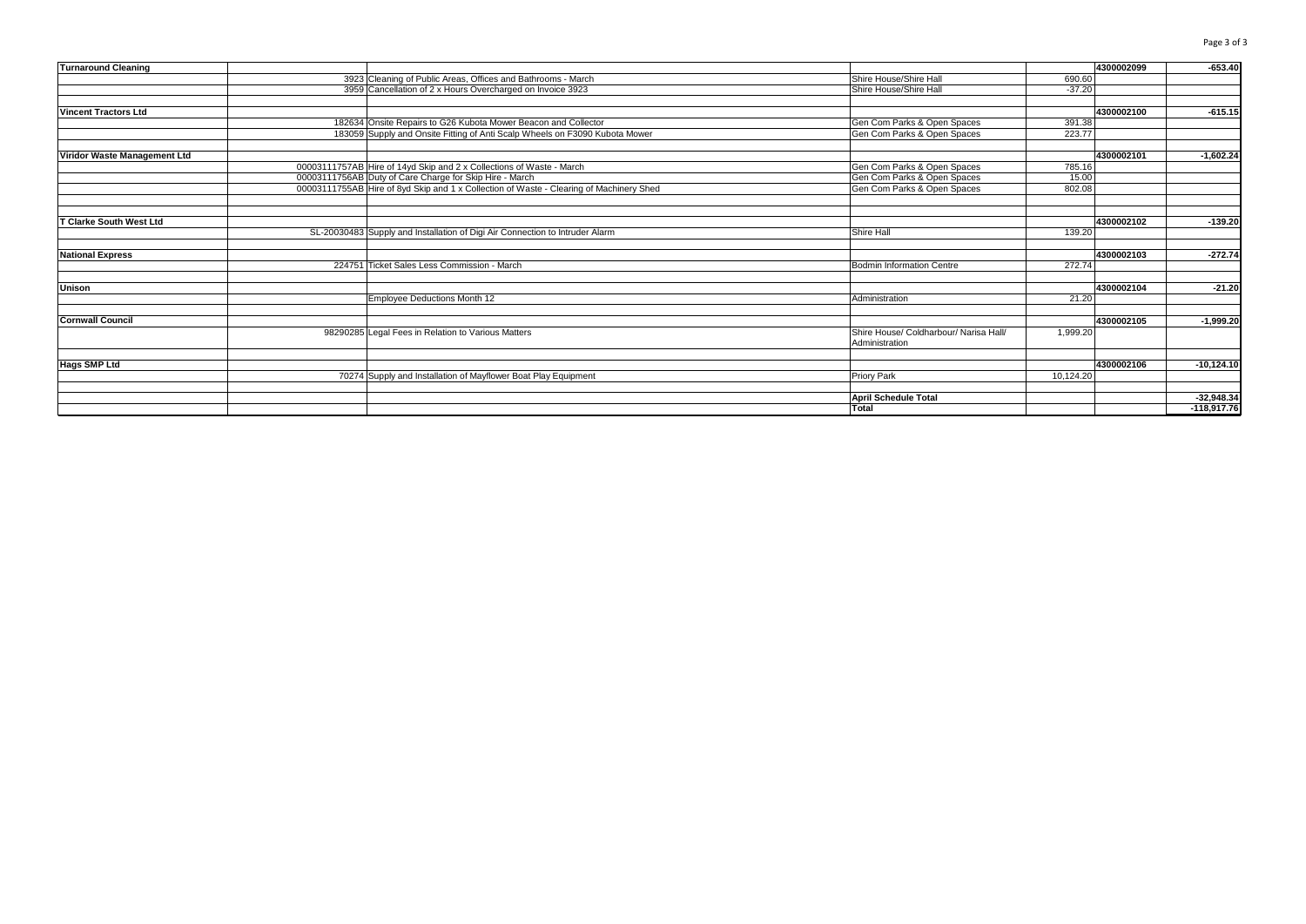| | | | | | | |
|---|---|---|---|---|---|---|
| **Turnaround Cleaning** | | | | | **4300002099** | **-653.40** |
| | 3923 | Cleaning of Public Areas, Offices and Bathrooms - March | Shire House/Shire Hall | 690.60 | | |
| | 3959 | Cancellation of 2 x Hours Overcharged on Invoice 3923 | Shire House/Shire Hall | -37.20 | | |
| | | | | | | |
| **Vincent Tractors Ltd** | | | | | **4300002100** | **-615.15** |
| | 182634 | Onsite Repairs to G26 Kubota Mower Beacon and Collector | Gen Com Parks & Open Spaces | 391.38 | | |
| | 183059 | Supply and Onsite Fitting of Anti Scalp Wheels on F3090 Kubota Mower | Gen Com Parks & Open Spaces | 223.77 | | |
| | | | | | | |
| **Viridor Waste Management Ltd** | | | | | **4300002101** | **-1,602.24** |
| | 00003111757AB | Hire of 14yd Skip and 2 x Collections of Waste - March | Gen Com Parks & Open Spaces | 785.16 | | |
| | 00003111756AB | Duty of Care Charge for Skip Hire - March | Gen Com Parks & Open Spaces | 15.00 | | |
| | 00003111755AB | Hire of 8yd Skip and 1 x Collection of Waste - Clearing of Machinery Shed | Gen Com Parks & Open Spaces | 802.08 | | |
| | | | | | | |
| | | | | | | |
| **T Clarke South West Ltd** | | | | | **4300002102** | **-139.20** |
| | SL-20030483 | Supply and Installation of Digi Air Connection to Intruder Alarm | Shire Hall | 139.20 | | |
| | | | | | | |
| **National Express** | | | | | **4300002103** | **-272.74** |
| | 224751 | Ticket Sales Less Commission - March | Bodmin Information Centre | 272.74 | | |
| | | | | | | |
| **Unison** | | | | | **4300002104** | **-21.20** |
| | | Employee Deductions Month 12 | Administration | 21.20 | | |
| | | | | | | |
| **Cornwall Council** | | | | | **4300002105** | **-1,999.20** |
| | 98290285 | Legal Fees in Relation to Various Matters | Shire House/ Coldharbour/ Narisa Hall/ Administration | 1,999.20 | | |
| | | | | | | |
| **Hags SMP Ltd** | | | | | **4300002106** | **-10,124.10** |
| | 70274 | Supply and Installation of Mayflower Boat Play Equipment | Priory Park | 10,124.20 | | |
| | | | | | | |
| | | | **April Schedule Total** | | | **-32,948.34** |
| | | | **Total** | | | **-118,917.76** |